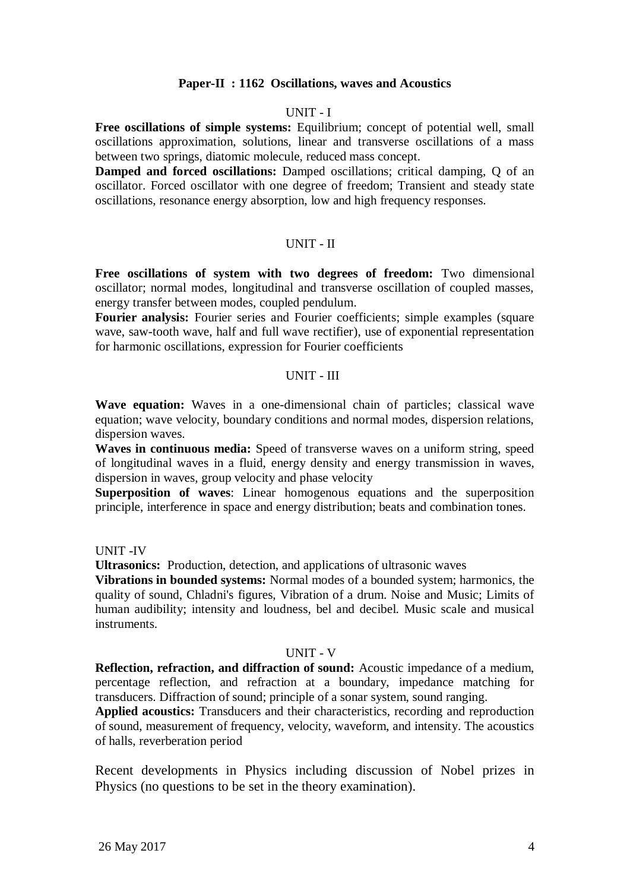## Paper-II : 1162 Oscillations, waves and Acoustics

### UNIT - I

**Free oscillations of simple systems:** Equilibrium; concept of potential well, small oscillations approximation, solutions, linear and transverse oscillations of a mass between two springs, diatomic molecule, reduced mass concept.

**Damped and forced oscillations:** Damped oscillations; critical damping, Q of an oscillator. Forced oscillator with one degree of freedom; Transient and steady state oscillations, resonance energy absorption, low and high frequency responses.

### UNIT - II

**Free oscillations of system with two degrees of freedom:** Two dimensional oscillator; normal modes, longitudinal and transverse oscillation of coupled masses, energy transfer between modes, coupled pendulum.

**Fourier analysis:** Fourier series and Fourier coefficients; simple examples (square wave, saw-tooth wave, half and full wave rectifier), use of exponential representation for harmonic oscillations, expression for Fourier coefficients

### UNIT - III

**Wave equation:** Waves in a one-dimensional chain of particles; classical wave equation; wave velocity, boundary conditions and normal modes, dispersion relations, dispersion waves.

**Waves in continuous media:** Speed of transverse waves on a uniform string, speed of longitudinal waves in a fluid, energy density and energy transmission in waves, dispersion in waves, group velocity and phase velocity

**Superposition of waves**: Linear homogenous equations and the superposition principle, interference in space and energy distribution; beats and combination tones.

### UNIT -IV

**Ultrasonics:** Production, detection, and applications of ultrasonic waves

**Vibrations in bounded systems:** Normal modes of a bounded system; harmonics, the quality of sound, Chladni's figures, Vibration of a drum. Noise and Music; Limits of human audibility; intensity and loudness, bel and decibel. Music scale and musical instruments.

### UNIT - V

**Reflection, refraction, and diffraction of sound:** Acoustic impedance of a medium, percentage reflection, and refraction at a boundary, impedance matching for transducers. Diffraction of sound; principle of a sonar system, sound ranging.

**Applied acoustics:** Transducers and their characteristics, recording and reproduction of sound, measurement of frequency, velocity, waveform, and intensity. The acoustics of halls, reverberation period

Recent developments in Physics including discussion of Nobel prizes in Physics (no questions to be set in the theory examination).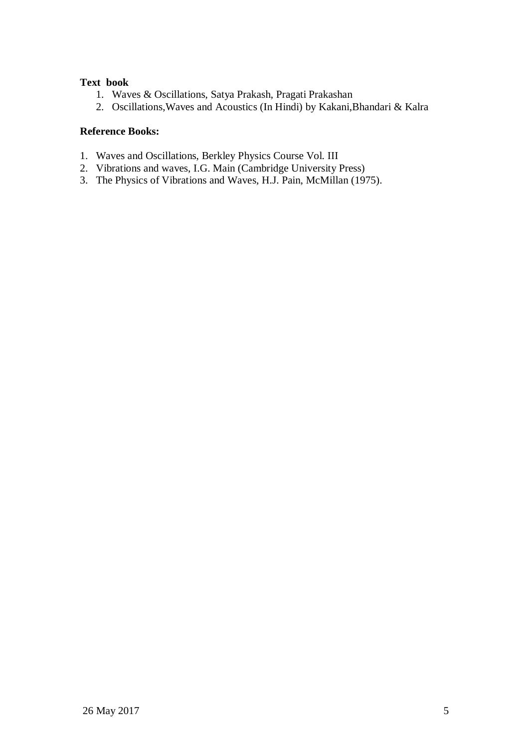**Text book**

1. Waves & Oscillations, Satya Prakash, Pragati Prakashan
2. Oscillations,Waves and Acoustics (In Hindi) by Kakani,Bhandari & Kalra

**Reference Books:**

1. Waves and Oscillations, Berkley Physics Course Vol. III
2. Vibrations and waves, I.G. Main (Cambridge University Press)
3. The Physics of Vibrations and Waves, H.J. Pain, McMillan (1975).

26 May 2017